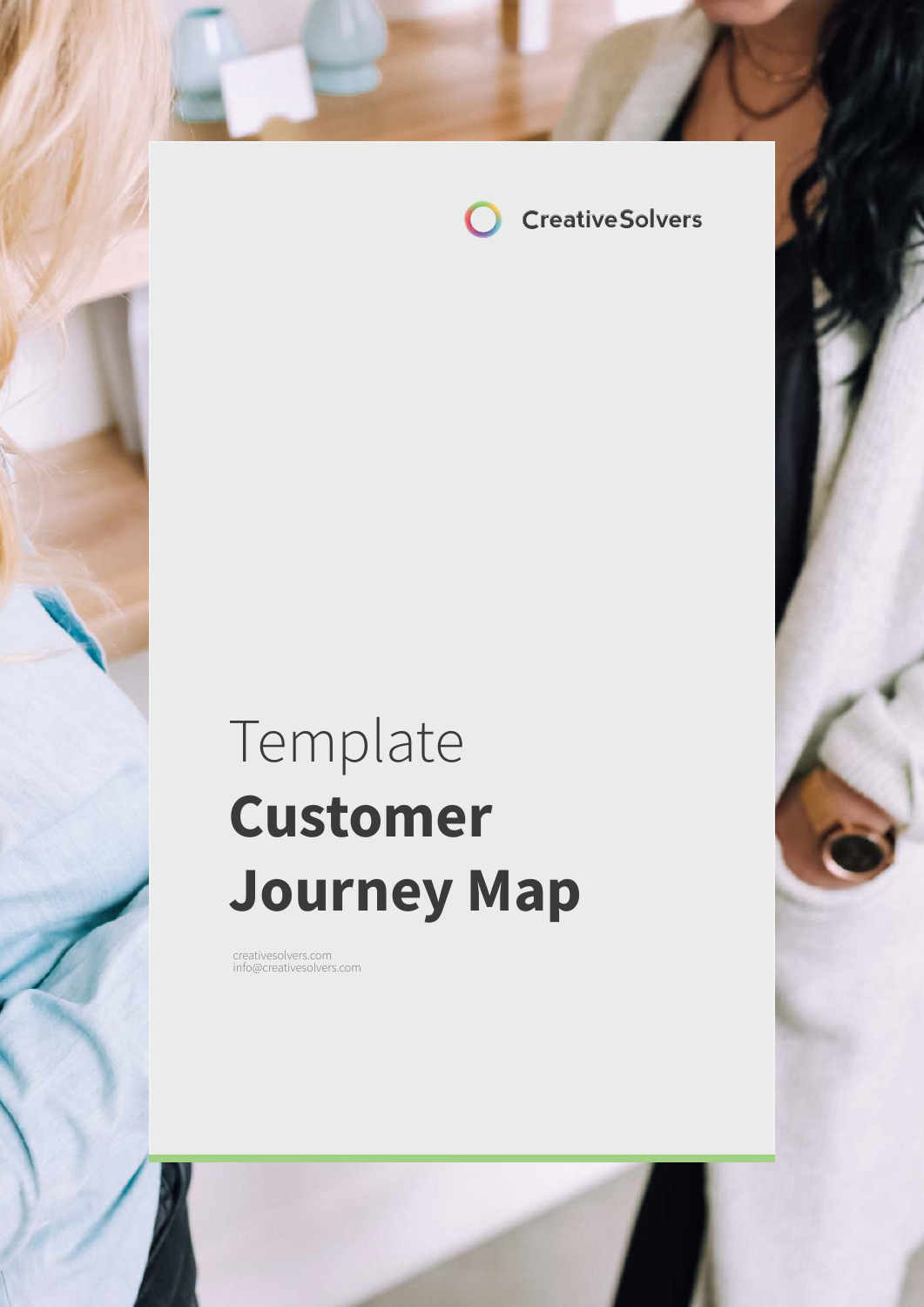CreativeSolvers

Template

# Customer Journey Map

creativesolvers.com
info@creativesolvers.com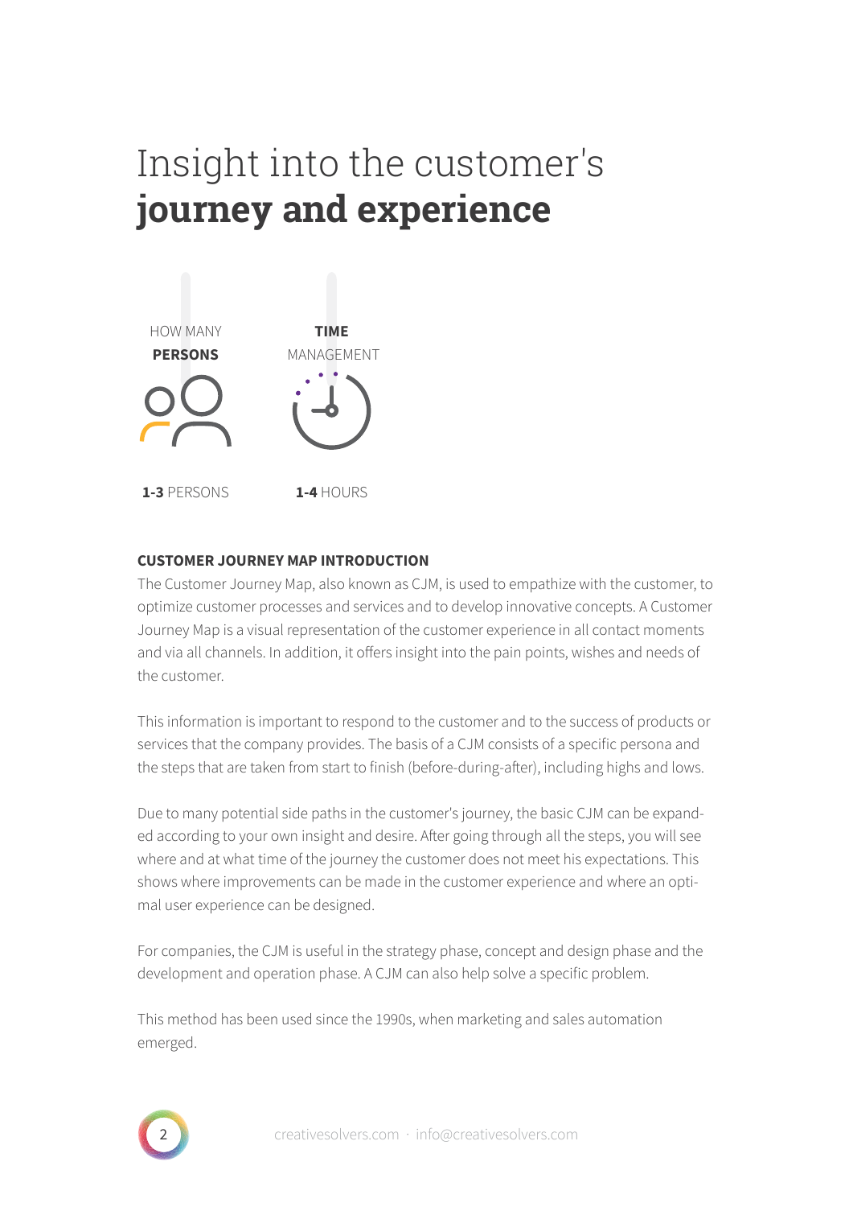# Insight into the customer's **journey and experience**

HOW MANY **PERSONS**

**1-3** PERSONS

**TIME** MANAGEMENT

**1-4** HOURS

**CUSTOMER JOURNEY MAP INTRODUCTION**

The Customer Journey Map, also known as CJM, is used to empathize with the customer, to optimize customer processes and services and to develop innovative concepts. A Customer Journey Map is a visual representation of the customer experience in all contact moments and via all channels. In addition, it offers insight into the pain points, wishes and needs of the customer.

This information is important to respond to the customer and to the success of products or services that the company provides. The basis of a CJM consists of a specific persona and the steps that are taken from start to finish (before-during-after), including highs and lows.

Due to many potential side paths in the customer's journey, the basic CJM can be expanded according to your own insight and desire. After going through all the steps, you will see where and at what time of the journey the customer does not meet his expectations. This shows where improvements can be made in the customer experience and where an optimal user experience can be designed.

For companies, the CJM is useful in the strategy phase, concept and design phase and the development and operation phase. A CJM can also help solve a specific problem.

This method has been used since the 1990s, when marketing and sales automation emerged.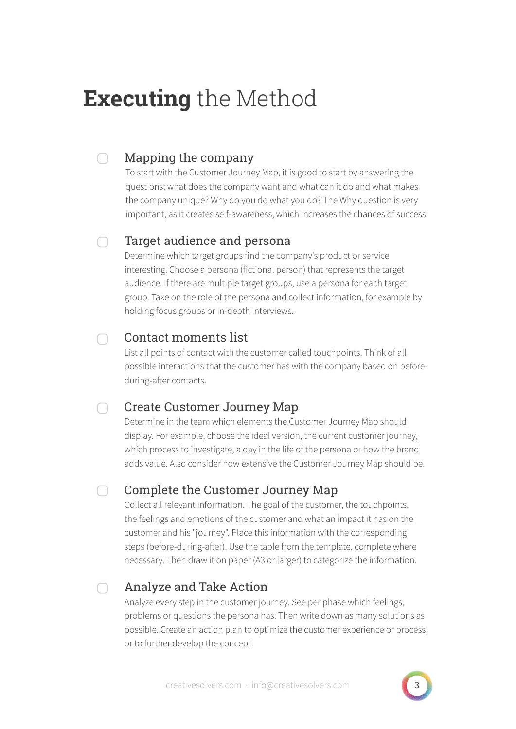# **Executing** the Method

- [ ] **Mapping the company**

  To start with the Customer Journey Map, it is good to start by answering the questions; what does the company want and what can it do and what makes the company unique? Why do you do what you do? The Why question is very important, as it creates self-awareness, which increases the chances of success.

- [ ] **Target audience and persona**

  Determine which target groups find the company's product or service interesting. Choose a persona (fictional person) that represents the target audience. If there are multiple target groups, use a persona for each target group. Take on the role of the persona and collect information, for example by holding focus groups or in-depth interviews.

- [ ] **Contact moments list**

  List all points of contact with the customer called touchpoints. Think of all possible interactions that the customer has with the company based on before-during-after contacts.

- [ ] **Create Customer Journey Map**

  Determine in the team which elements the Customer Journey Map should display. For example, choose the ideal version, the current customer journey, which process to investigate, a day in the life of the persona or how the brand adds value. Also consider how extensive the Customer Journey Map should be.

- [ ] **Complete the Customer Journey Map**

  Collect all relevant information. The goal of the customer, the touchpoints, the feelings and emotions of the customer and what an impact it has on the customer and his "journey". Place this information with the corresponding steps (before-during-after). Use the table from the template, complete where necessary. Then draw it on paper (A3 or larger) to categorize the information.

- [ ] **Analyze and Take Action**

  Analyze every step in the customer journey. See per phase which feelings, problems or questions the persona has. Then write down as many solutions as possible. Create an action plan to optimize the customer experience or process, or to further develop the concept.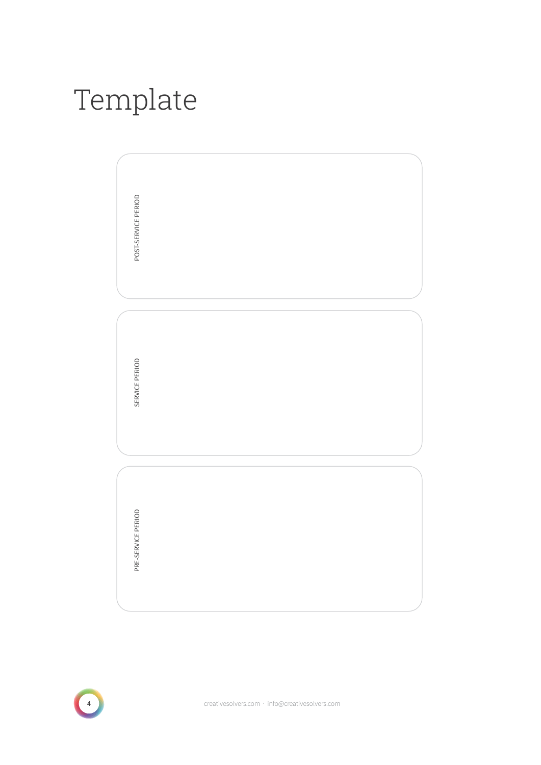# Template

POST-SERVICE PERIOD

SERVICE PERIOD

PRE-SERVICE PERIOD